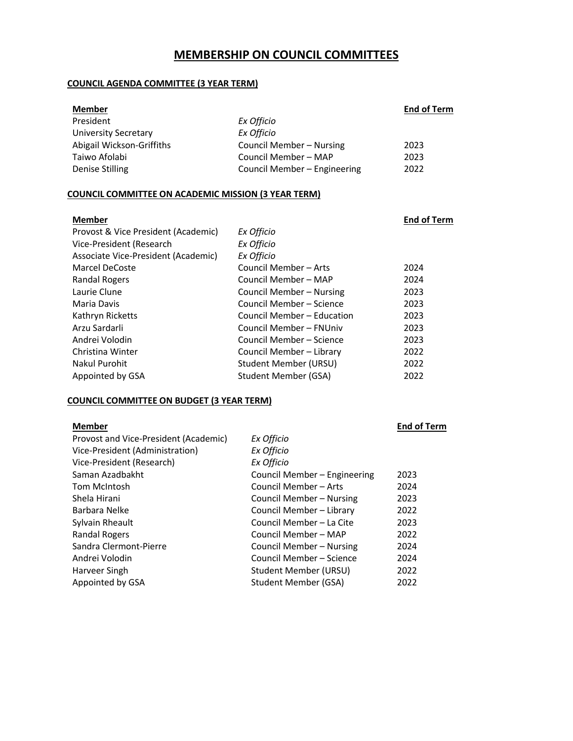# MEMBERSHIP ON COUNCIL COMMITTEES

## COUNCIL AGENDA COMMITTEE (3 YEAR TERM)

| Member | | End of Term |
|---|---|---|
| President | *Ex Officio* | |
| University Secretary | *Ex Officio* | |
| Abigail Wickson-Griffiths | Council Member – Nursing | 2023 |
| Taiwo Afolabi | Council Member – MAP | 2023 |
| Denise Stilling | Council Member – Engineering | 2022 |

## COUNCIL COMMITTEE ON ACADEMIC MISSION (3 YEAR TERM)

| Member | | End of Term |
|---|---|---|
| Provost & Vice President (Academic) | *Ex Officio* | |
| Vice-President (Research | *Ex Officio* | |
| Associate Vice-President (Academic) | *Ex Officio* | |
| Marcel DeCoste | Council Member – Arts | 2024 |
| Randal Rogers | Council Member – MAP | 2024 |
| Laurie Clune | Council Member – Nursing | 2023 |
| Maria Davis | Council Member – Science | 2023 |
| Kathryn Ricketts | Council Member – Education | 2023 |
| Arzu Sardarli | Council Member – FNUniv | 2023 |
| Andrei Volodin | Council Member – Science | 2023 |
| Christina Winter | Council Member – Library | 2022 |
| Nakul Purohit | Student Member (URSU) | 2022 |
| Appointed by GSA | Student Member (GSA) | 2022 |

## COUNCIL COMMITTEE ON BUDGET (3 YEAR TERM)

| Member | | End of Term |
|---|---|---|
| Provost and Vice-President (Academic) | *Ex Officio* | |
| Vice-President (Administration) | *Ex Officio* | |
| Vice-President (Research) | *Ex Officio* | |
| Saman Azadbakht | Council Member – Engineering | 2023 |
| Tom McIntosh | Council Member – Arts | 2024 |
| Shela Hirani | Council Member – Nursing | 2023 |
| Barbara Nelke | Council Member – Library | 2022 |
| Sylvain Rheault | Council Member – La Cite | 2023 |
| Randal Rogers | Council Member – MAP | 2022 |
| Sandra Clermont-Pierre | Council Member – Nursing | 2024 |
| Andrei Volodin | Council Member – Science | 2024 |
| Harveer Singh | Student Member (URSU) | 2022 |
| Appointed by GSA | Student Member (GSA) | 2022 |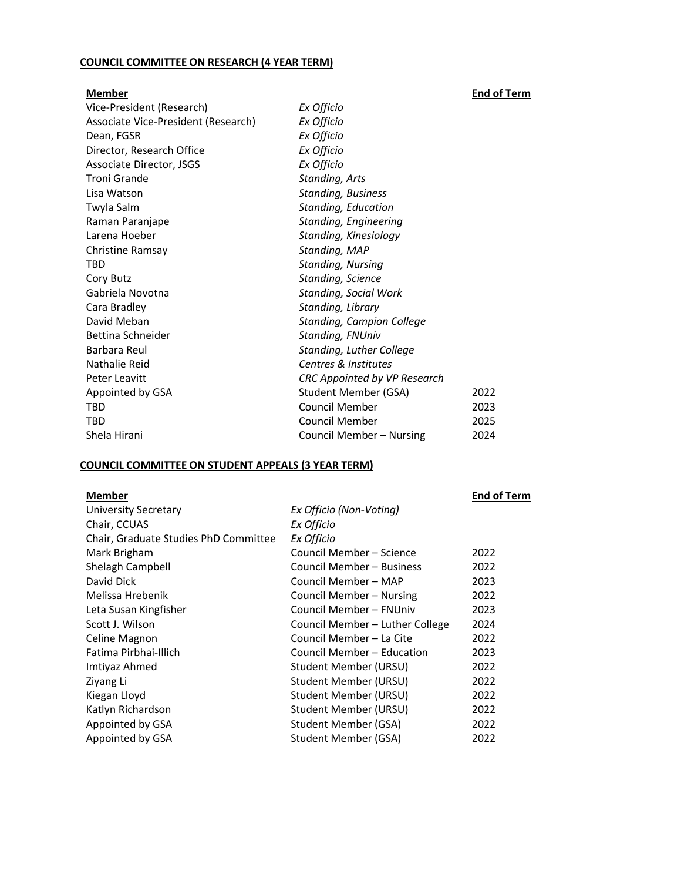**COUNCIL COMMITTEE ON RESEARCH (4 YEAR TERM)**

| Member | | End of Term |
|---|---|---|
| Vice-President (Research) | *Ex Officio* | |
| Associate Vice-President (Research) | *Ex Officio* | |
| Dean, FGSR | *Ex Officio* | |
| Director, Research Office | *Ex Officio* | |
| Associate Director, JSGS | *Ex Officio* | |
| Troni Grande | *Standing, Arts* | |
| Lisa Watson | *Standing, Business* | |
| Twyla Salm | *Standing, Education* | |
| Raman Paranjape | *Standing, Engineering* | |
| Larena Hoeber | *Standing, Kinesiology* | |
| Christine Ramsay | *Standing, MAP* | |
| TBD | *Standing, Nursing* | |
| Cory Butz | *Standing, Science* | |
| Gabriela Novotna | *Standing, Social Work* | |
| Cara Bradley | *Standing, Library* | |
| David Meban | *Standing, Campion College* | |
| Bettina Schneider | *Standing, FNUniv* | |
| Barbara Reul | *Standing, Luther College* | |
| Nathalie Reid | *Centres & Institutes* | |
| Peter Leavitt | *CRC Appointed by VP Research* | |
| Appointed by GSA | Student Member (GSA) | 2022 |
| TBD | Council Member | 2023 |
| TBD | Council Member | 2025 |
| Shela Hirani | Council Member – Nursing | 2024 |

**COUNCIL COMMITTEE ON STUDENT APPEALS (3 YEAR TERM)**

| Member | | End of Term |
|---|---|---|
| University Secretary | *Ex Officio (Non-Voting)* | |
| Chair, CCUAS | *Ex Officio* | |
| Chair, Graduate Studies PhD Committee | *Ex Officio* | |
| Mark Brigham | Council Member – Science | 2022 |
| Shelagh Campbell | Council Member – Business | 2022 |
| David Dick | Council Member – MAP | 2023 |
| Melissa Hrebenik | Council Member – Nursing | 2022 |
| Leta Susan Kingfisher | Council Member – FNUniv | 2023 |
| Scott J. Wilson | Council Member – Luther College | 2024 |
| Celine Magnon | Council Member – La Cite | 2022 |
| Fatima Pirbhai-Illich | Council Member – Education | 2023 |
| Imtiyaz Ahmed | Student Member (URSU) | 2022 |
| Ziyang Li | Student Member (URSU) | 2022 |
| Kiegan Lloyd | Student Member (URSU) | 2022 |
| Katlyn Richardson | Student Member (URSU) | 2022 |
| Appointed by GSA | Student Member (GSA) | 2022 |
| Appointed by GSA | Student Member (GSA) | 2022 |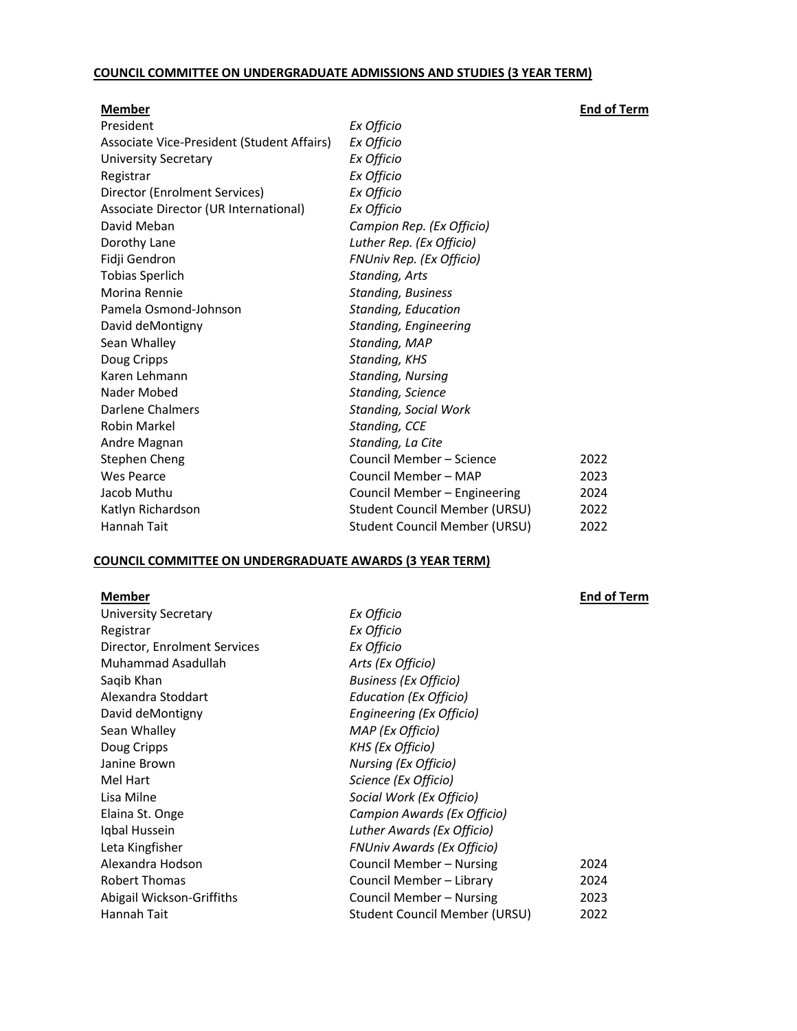## COUNCIL COMMITTEE ON UNDERGRADUATE ADMISSIONS AND STUDIES (3 YEAR TERM)

| Member | | End of Term |
|---|---|---|
| President | *Ex Officio* | |
| Associate Vice-President (Student Affairs) | *Ex Officio* | |
| University Secretary | *Ex Officio* | |
| Registrar | *Ex Officio* | |
| Director (Enrolment Services) | *Ex Officio* | |
| Associate Director (UR International) | *Ex Officio* | |
| David Meban | *Campion Rep. (Ex Officio)* | |
| Dorothy Lane | *Luther Rep. (Ex Officio)* | |
| Fidji Gendron | *FNUniv Rep. (Ex Officio)* | |
| Tobias Sperlich | *Standing, Arts* | |
| Morina Rennie | *Standing, Business* | |
| Pamela Osmond-Johnson | *Standing, Education* | |
| David deMontigny | *Standing, Engineering* | |
| Sean Whalley | *Standing, MAP* | |
| Doug Cripps | *Standing, KHS* | |
| Karen Lehmann | *Standing, Nursing* | |
| Nader Mobed | *Standing, Science* | |
| Darlene Chalmers | *Standing, Social Work* | |
| Robin Markel | *Standing, CCE* | |
| Andre Magnan | *Standing, La Cite* | |
| Stephen Cheng | Council Member – Science | 2022 |
| Wes Pearce | Council Member – MAP | 2023 |
| Jacob Muthu | Council Member – Engineering | 2024 |
| Katlyn Richardson | Student Council Member (URSU) | 2022 |
| Hannah Tait | Student Council Member (URSU) | 2022 |

## COUNCIL COMMITTEE ON UNDERGRADUATE AWARDS (3 YEAR TERM)

| Member | | End of Term |
|---|---|---|
| University Secretary | *Ex Officio* | |
| Registrar | *Ex Officio* | |
| Director, Enrolment Services | *Ex Officio* | |
| Muhammad Asadullah | *Arts (Ex Officio)* | |
| Saqib Khan | *Business (Ex Officio)* | |
| Alexandra Stoddart | *Education (Ex Officio)* | |
| David deMontigny | *Engineering (Ex Officio)* | |
| Sean Whalley | *MAP (Ex Officio)* | |
| Doug Cripps | *KHS (Ex Officio)* | |
| Janine Brown | *Nursing (Ex Officio)* | |
| Mel Hart | *Science (Ex Officio)* | |
| Lisa Milne | *Social Work (Ex Officio)* | |
| Elaina St. Onge | *Campion Awards (Ex Officio)* | |
| Iqbal Hussein | *Luther Awards (Ex Officio)* | |
| Leta Kingfisher | *FNUniv Awards (Ex Officio)* | |
| Alexandra Hodson | Council Member – Nursing | 2024 |
| Robert Thomas | Council Member – Library | 2024 |
| Abigail Wickson-Griffiths | Council Member – Nursing | 2023 |
| Hannah Tait | Student Council Member (URSU) | 2022 |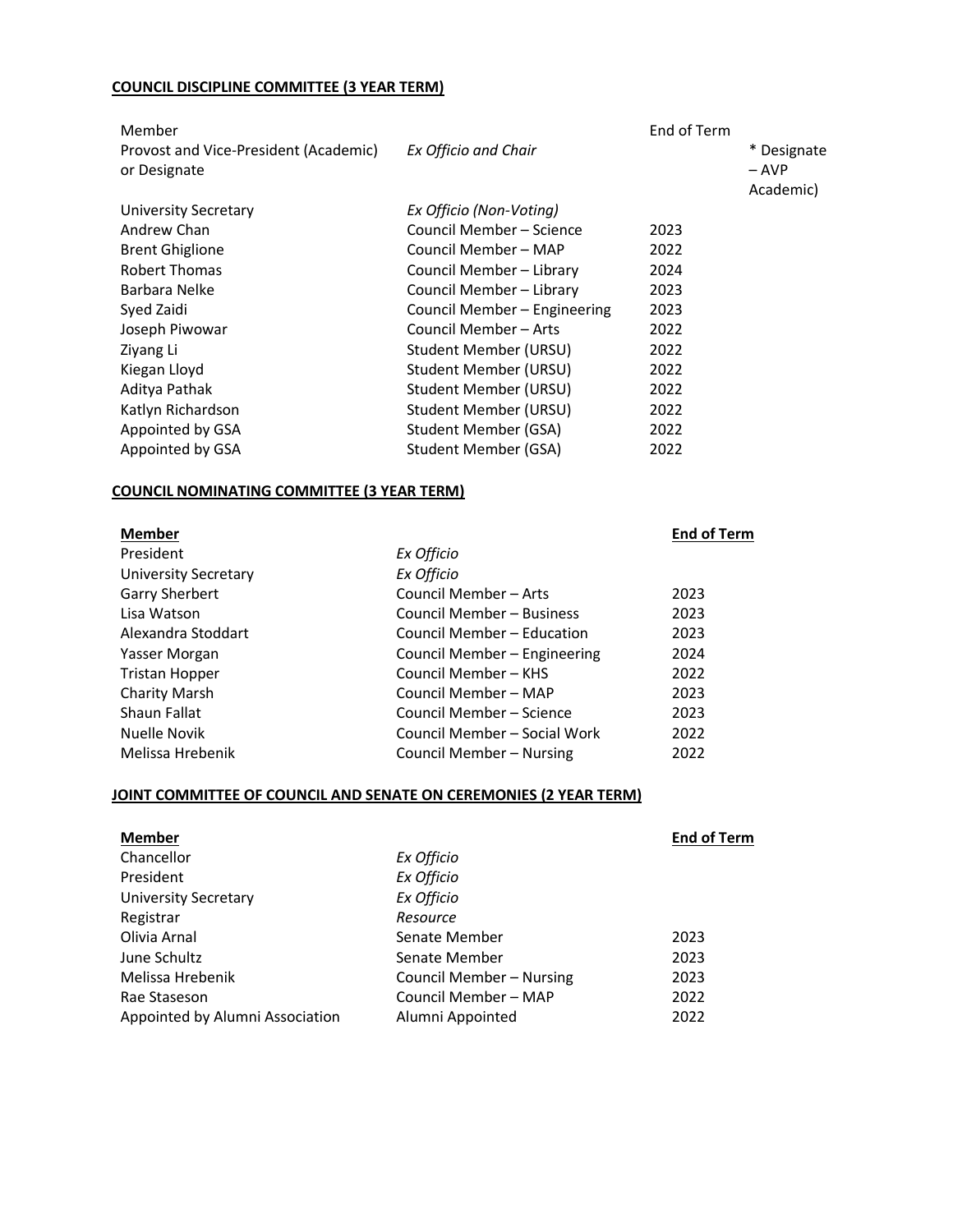**COUNCIL DISCIPLINE COMMITTEE (3 YEAR TERM)**

| Member | | End of Term | |
|---|---|---|---|
| Provost and Vice-President (Academic) or Designate | *Ex Officio and Chair* | | * Designate – AVP Academic) |
| University Secretary | *Ex Officio (Non-Voting)* | | |
| Andrew Chan | Council Member – Science | 2023 | |
| Brent Ghiglione | Council Member – MAP | 2022 | |
| Robert Thomas | Council Member – Library | 2024 | |
| Barbara Nelke | Council Member – Library | 2023 | |
| Syed Zaidi | Council Member – Engineering | 2023 | |
| Joseph Piwowar | Council Member – Arts | 2022 | |
| Ziyang Li | Student Member (URSU) | 2022 | |
| Kiegan Lloyd | Student Member (URSU) | 2022 | |
| Aditya Pathak | Student Member (URSU) | 2022 | |
| Katlyn Richardson | Student Member (URSU) | 2022 | |
| Appointed by GSA | Student Member (GSA) | 2022 | |
| Appointed by GSA | Student Member (GSA) | 2022 | |

**COUNCIL NOMINATING COMMITTEE (3 YEAR TERM)**

| **Member** | | **End of Term** |
|---|---|---|
| President | *Ex Officio* | |
| University Secretary | *Ex Officio* | |
| Garry Sherbert | Council Member – Arts | 2023 |
| Lisa Watson | Council Member – Business | 2023 |
| Alexandra Stoddart | Council Member – Education | 2023 |
| Yasser Morgan | Council Member – Engineering | 2024 |
| Tristan Hopper | Council Member – KHS | 2022 |
| Charity Marsh | Council Member – MAP | 2023 |
| Shaun Fallat | Council Member – Science | 2023 |
| Nuelle Novik | Council Member – Social Work | 2022 |
| Melissa Hrebenik | Council Member – Nursing | 2022 |

**JOINT COMMITTEE OF COUNCIL AND SENATE ON CEREMONIES (2 YEAR TERM)**

| **Member** | | **End of Term** |
|---|---|---|
| Chancellor | *Ex Officio* | |
| President | *Ex Officio* | |
| University Secretary | *Ex Officio* | |
| Registrar | *Resource* | |
| Olivia Arnal | Senate Member | 2023 |
| June Schultz | Senate Member | 2023 |
| Melissa Hrebenik | Council Member – Nursing | 2023 |
| Rae Staseson | Council Member – MAP | 2022 |
| Appointed by Alumni Association | Alumni Appointed | 2022 |